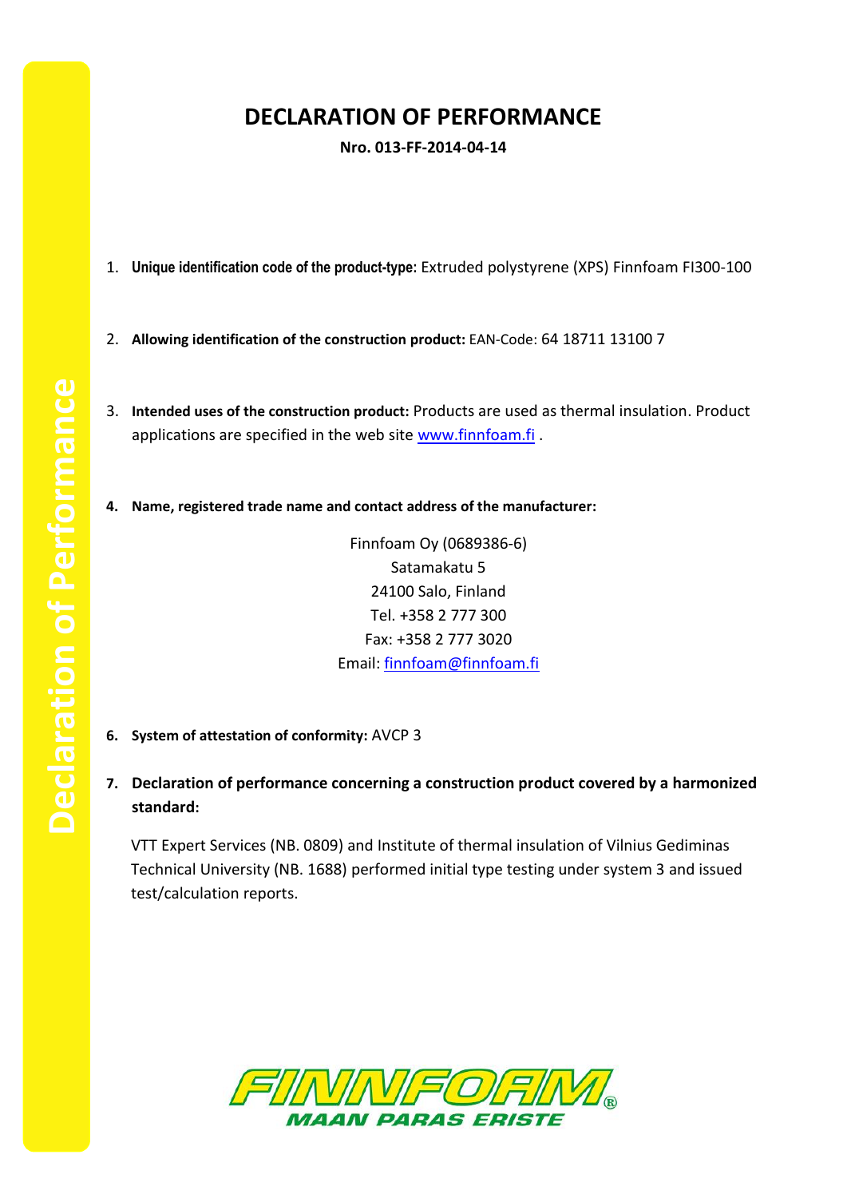# DECLARATION OF PERFORMANCE

**Nro. 013-FF-2014-04-14**

1. **Unique identification code of the product-type:** Extruded polystyrene (XPS) Finnfoam FI300-100

2. **Allowing identification of the construction product:** EAN-Code: 64 18711 13100 7

3. **Intended uses of the construction product:** Products are used as thermal insulation. Product applications are specified in the web site www.finnfoam.fi .

4. **Name, registered trade name and contact address of the manufacturer:**

   Finnfoam Oy (0689386-6)
   Satamakatu 5
   24100 Salo, Finland
   Tel. +358 2 777 300
   Fax: +358 2 777 3020
   Email: finnfoam@finnfoam.fi

6. **System of attestation of conformity:** AVCP 3

7. **Declaration of performance concerning a construction product covered by a harmonized standard:**

   VTT Expert Services (NB. 0809) and Institute of thermal insulation of Vilnius Gediminas Technical University (NB. 1688) performed initial type testing under system 3 and issued test/calculation reports.

FINNFOAM®
MAAN PARAS ERISTE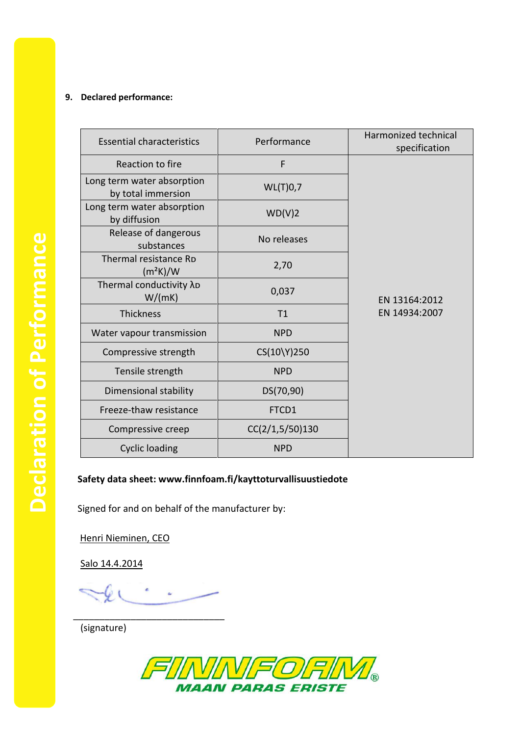9. **Declared performance:**

| Essential characteristics | Performance | Harmonized technical specification |
|---|---|---|
| Reaction to fire | F | EN 13164:2012<br>EN 14934:2007 |
| Long term water absorption by total immersion | WL(T)0,7 | |
| Long term water absorption by diffusion | WD(V)2 | |
| Release of dangerous substances | No releases | |
| Thermal resistance $R_D$ $(m^2K)/W$ | 2,70 | |
| Thermal conductivity $\lambda_D$ $W/(mK)$ | 0,037 | |
| Thickness | T1 | |
| Water vapour transmission | NPD | |
| Compressive strength | CS(10\Y)250 | |
| Tensile strength | NPD | |
| Dimensional stability | DS(70,90) | |
| Freeze-thaw resistance | FTCD1 | |
| Compressive creep | CC(2/1,5/50)130 | |
| Cyclic loading | NPD | |

**Safety data sheet: www.finnfoam.fi/kayttoturvallisuustiedote**

Signed for and on behalf of the manufacturer by:

Henri Nieminen, CEO

Salo 14.4.2014

\_\_\_\_\_\_\_\_\_\_\_\_\_\_\_\_\_\_\_\_\_\_\_\_\_\_\_\_\_\_

(signature)

FINNFOAM®
MAAN PARAS ERISTE